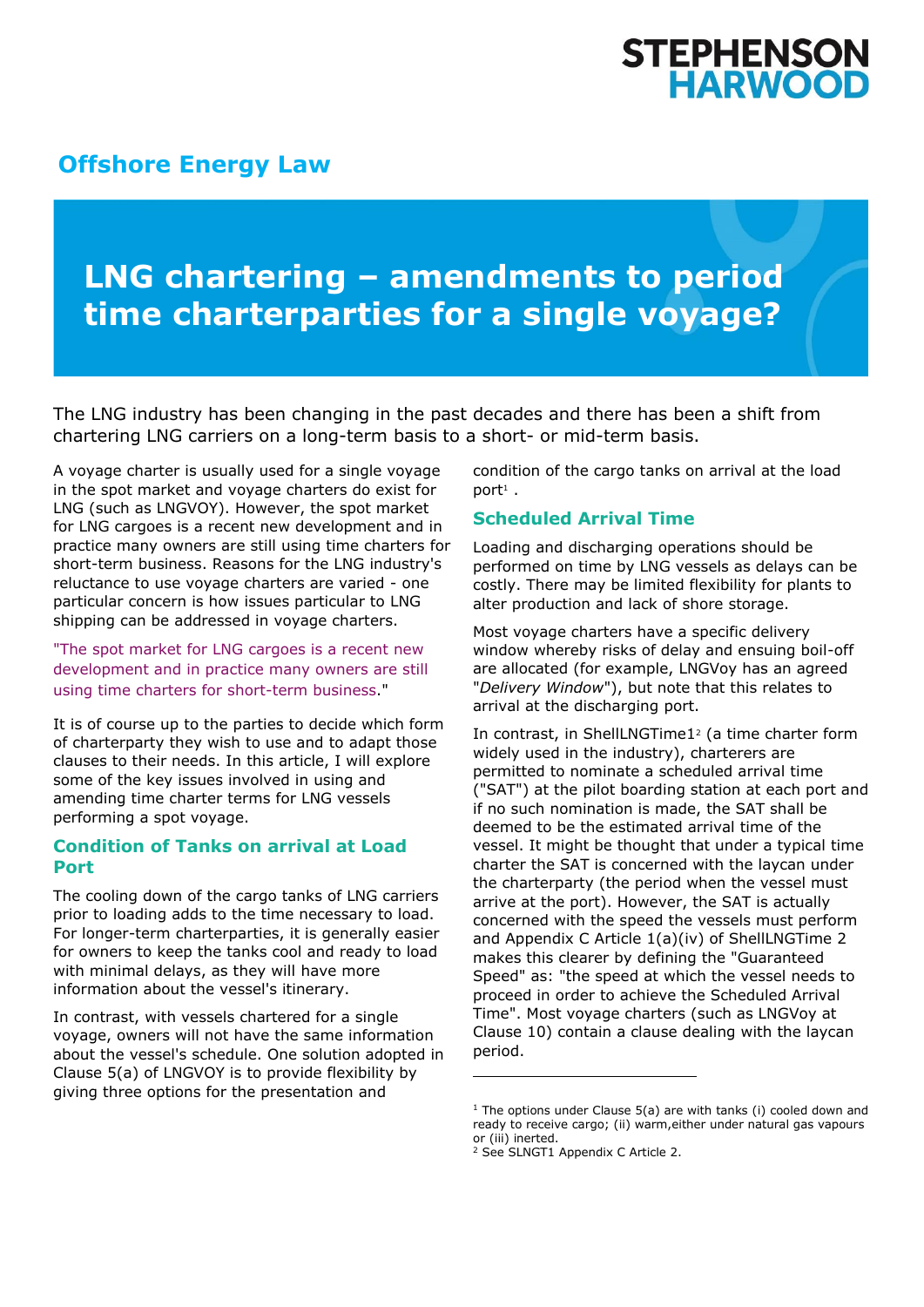# Offshore Energy Law

# LNG chartering – amendments to period time charterparties for a single voyage?

The LNG industry has been changing in the past decades and there has been a shift from chartering LNG carriers on a long-term basis to a short- or mid-term basis.

A voyage charter is usually used for a single voyage in the spot market and voyage charters do exist for LNG (such as LNGVOY). However, the spot market for LNG cargoes is a recent new development and in practice many owners are still using time charters for short-term business. Reasons for the LNG industry's reluctance to use voyage charters are varied - one particular concern is how issues particular to LNG shipping can be addressed in voyage charters.

"The spot market for LNG cargoes is a recent new development and in practice many owners are still using time charters for short-term business."

It is of course up to the parties to decide which form of charterparty they wish to use and to adapt those clauses to their needs. In this article, I will explore some of the key issues involved in using and amending time charter terms for LNG vessels performing a spot voyage.

## Condition of Tanks on arrival at Load Port

The cooling down of the cargo tanks of LNG carriers prior to loading adds to the time necessary to load. For longer-term charterparties, it is generally easier for owners to keep the tanks cool and ready to load with minimal delays, as they will have more information about the vessel's itinerary.

In contrast, with vessels chartered for a single voyage, owners will not have the same information about the vessel's schedule. One solution adopted in Clause 5(a) of LNGVOY is to provide flexibility by giving three options for the presentation and condition of the cargo tanks on arrival at the load port[1] .

## Scheduled Arrival Time

Loading and discharging operations should be performed on time by LNG vessels as delays can be costly. There may be limited flexibility for plants to alter production and lack of shore storage.

Most voyage charters have a specific delivery window whereby risks of delay and ensuing boil-off are allocated (for example, LNGVoy has an agreed "*Delivery Window*"), but note that this relates to arrival at the discharging port.

In contrast, in ShellLNGTime1[2] (a time charter form widely used in the industry), charterers are permitted to nominate a scheduled arrival time ("SAT") at the pilot boarding station at each port and if no such nomination is made, the SAT shall be deemed to be the estimated arrival time of the vessel. It might be thought that under a typical time charter the SAT is concerned with the laycan under the charterparty (the period when the vessel must arrive at the port). However, the SAT is actually concerned with the speed the vessels must perform and Appendix C Article 1(a)(iv) of ShellLNGTime 2 makes this clearer by defining the "Guaranteed Speed" as: "the speed at which the vessel needs to proceed in order to achieve the Scheduled Arrival Time". Most voyage charters (such as LNGVoy at Clause 10) contain a clause dealing with the laycan period.

---

[1] The options under Clause 5(a) are with tanks (i) cooled down and ready to receive cargo; (ii) warm,either under natural gas vapours or (iii) inerted.

[2] See SLNGT1 Appendix C Article 2.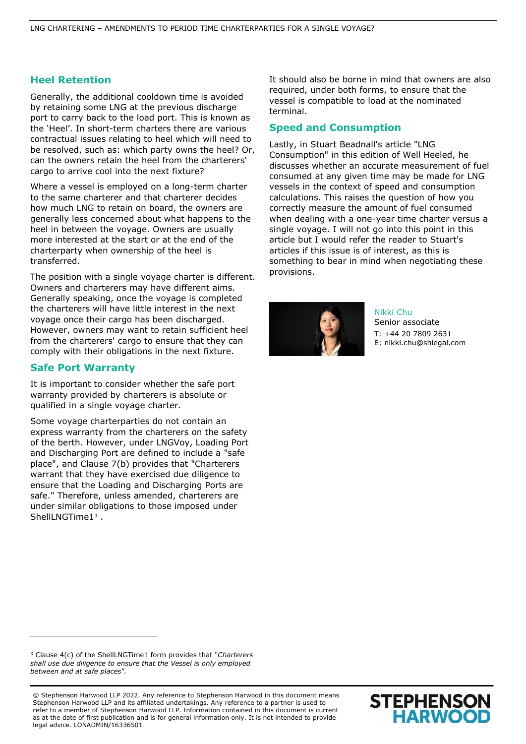## Heel Retention

Generally, the additional cooldown time is avoided by retaining some LNG at the previous discharge port to carry back to the load port. This is known as the 'Heel'. In short-term charters there are various contractual issues relating to heel which will need to be resolved, such as: which party owns the heel? Or, can the owners retain the heel from the charterers' cargo to arrive cool into the next fixture?

Where a vessel is employed on a long-term charter to the same charterer and that charterer decides how much LNG to retain on board, the owners are generally less concerned about what happens to the heel in between the voyage. Owners are usually more interested at the start or at the end of the charterparty when ownership of the heel is transferred.

The position with a single voyage charter is different. Owners and charterers may have different aims. Generally speaking, once the voyage is completed the charterers will have little interest in the next voyage once their cargo has been discharged. However, owners may want to retain sufficient heel from the charterers' cargo to ensure that they can comply with their obligations in the next fixture.

## Safe Port Warranty

It is important to consider whether the safe port warranty provided by charterers is absolute or qualified in a single voyage charter.

Some voyage charterparties do not contain an express warranty from the charterers on the safety of the berth. However, under LNGVoy, Loading Port and Discharging Port are defined to include a "safe place", and Clause 7(b) provides that "Charterers warrant that they have exercised due diligence to ensure that the Loading and Discharging Ports are safe." Therefore, unless amended, charterers are under similar obligations to those imposed under ShellLNGTime1[3] .

It should also be borne in mind that owners are also required, under both forms, to ensure that the vessel is compatible to load at the nominated terminal.

## Speed and Consumption

Lastly, in Stuart Beadnall's article "LNG Consumption" in this edition of Well Heeled, he discusses whether an accurate measurement of fuel consumed at any given time may be made for LNG vessels in the context of speed and consumption calculations. This raises the question of how you correctly measure the amount of fuel consumed when dealing with a one-year time charter versus a single voyage. I will not go into this point in this article but I would refer the reader to Stuart's articles if this issue is of interest, as this is something to bear in mind when negotiating these provisions.

Nikki Chu
Senior associate
T: +44 20 7809 2631
E: nikki.chu@shlegal.com

[3] Clause 4(c) of the ShellLNGTime1 form provides that "*Charterers shall use due diligence to ensure that the Vessel is only employed between and at safe places*".

© Stephenson Harwood LLP 2022. Any reference to Stephenson Harwood in this document means Stephenson Harwood LLP and its affiliated undertakings. Any reference to a partner is used to refer to a member of Stephenson Harwood LLP. Information contained in this document is current as at the date of first publication and is for general information only. It is not intended to provide legal advice. LONADMIN/16336501